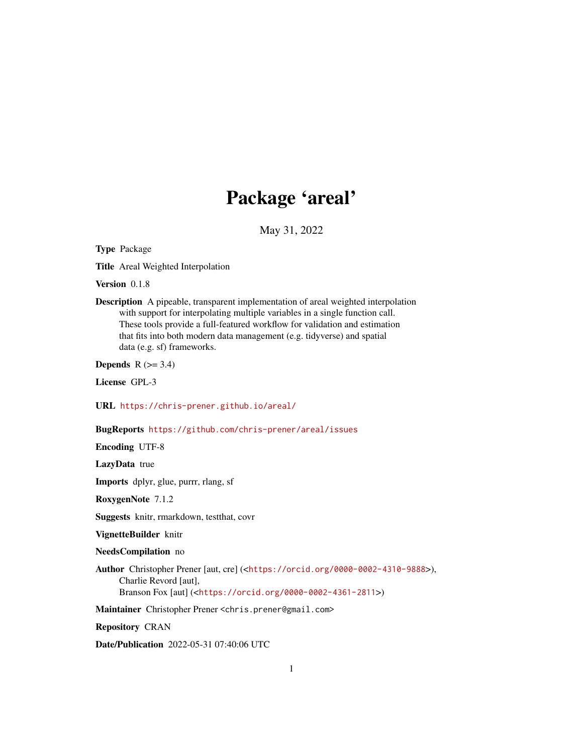# Package 'areal'

May 31, 2022

**Type** Package

**Title** Areal Weighted Interpolation

**Version** 0.1.8

**Description** A pipeable, transparent implementation of areal weighted interpolation with support for interpolating multiple variables in a single function call. These tools provide a full-featured workflow for validation and estimation that fits into both modern data management (e.g. tidyverse) and spatial data (e.g. sf) frameworks.

**Depends** R (>= 3.4)

**License** GPL-3

**URL** https://chris-prener.github.io/areal/

**BugReports** https://github.com/chris-prener/areal/issues

**Encoding** UTF-8

**LazyData** true

**Imports** dplyr, glue, purrr, rlang, sf

**RoxygenNote** 7.1.2

**Suggests** knitr, rmarkdown, testthat, covr

**VignetteBuilder** knitr

**NeedsCompilation** no

**Author** Christopher Prener [aut, cre] (<https://orcid.org/0000-0002-4310-9888>),
Charlie Revord [aut],
Branson Fox [aut] (<https://orcid.org/0000-0002-4361-2811>)

**Maintainer** Christopher Prener <chris.prener@gmail.com>

**Repository** CRAN

**Date/Publication** 2022-05-31 07:40:06 UTC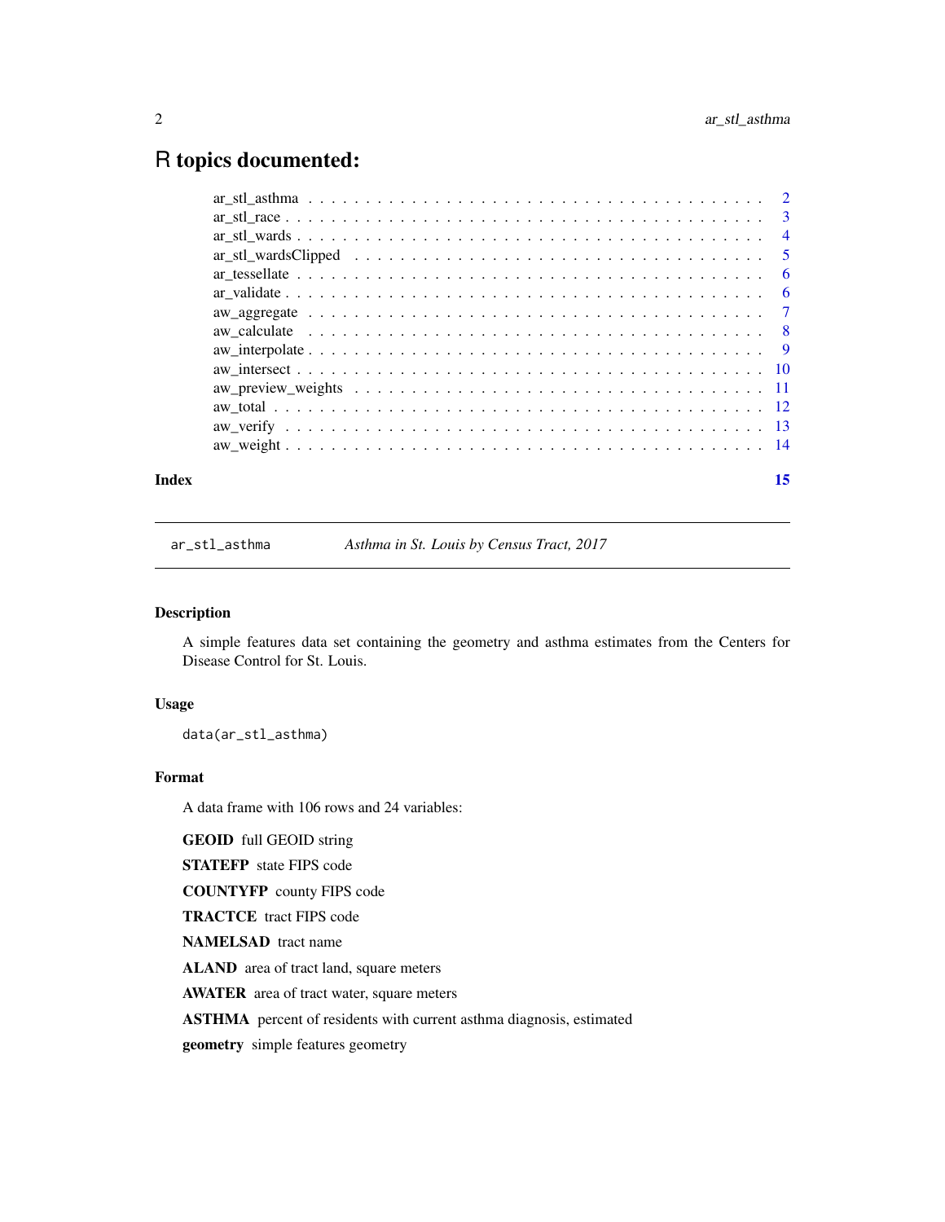# R topics documented:

ar_stl_asthma . . . . . . . . . . . . . . . . . . . . . . . . . . . . . . . . . . . . . . . . 2
ar_stl_race . . . . . . . . . . . . . . . . . . . . . . . . . . . . . . . . . . . . . . . . 3
ar_stl_wards . . . . . . . . . . . . . . . . . . . . . . . . . . . . . . . . . . . . . . . . 4
ar_stl_wardsClipped . . . . . . . . . . . . . . . . . . . . . . . . . . . . . . . . . . . . . 5
ar_tessellate . . . . . . . . . . . . . . . . . . . . . . . . . . . . . . . . . . . . . . . . 6
ar_validate . . . . . . . . . . . . . . . . . . . . . . . . . . . . . . . . . . . . . . . . 6
aw_aggregate . . . . . . . . . . . . . . . . . . . . . . . . . . . . . . . . . . . . . . . . 7
aw_calculate . . . . . . . . . . . . . . . . . . . . . . . . . . . . . . . . . . . . . . . . 8
aw_interpolate . . . . . . . . . . . . . . . . . . . . . . . . . . . . . . . . . . . . . . . . 9
aw_intersect . . . . . . . . . . . . . . . . . . . . . . . . . . . . . . . . . . . . . . . . 10
aw_preview_weights . . . . . . . . . . . . . . . . . . . . . . . . . . . . . . . . . . . . . 11
aw_total . . . . . . . . . . . . . . . . . . . . . . . . . . . . . . . . . . . . . . . . 12
aw_verify . . . . . . . . . . . . . . . . . . . . . . . . . . . . . . . . . . . . . . . . 13
aw_weight . . . . . . . . . . . . . . . . . . . . . . . . . . . . . . . . . . . . . . . . 14

**Index** **15**

---

`ar_stl_asthma` *Asthma in St. Louis by Census Tract, 2017*

---

### Description

A simple features data set containing the geometry and asthma estimates from the Centers for Disease Control for St. Louis.

### Usage

```
data(ar_stl_asthma)
```

### Format

A data frame with 106 rows and 24 variables:

**GEOID** full GEOID string

**STATEFP** state FIPS code

**COUNTYFP** county FIPS code

**TRACTCE** tract FIPS code

**NAMELSAD** tract name

**ALAND** area of tract land, square meters

**AWATER** area of tract water, square meters

**ASTHMA** percent of residents with current asthma diagnosis, estimated

**geometry** simple features geometry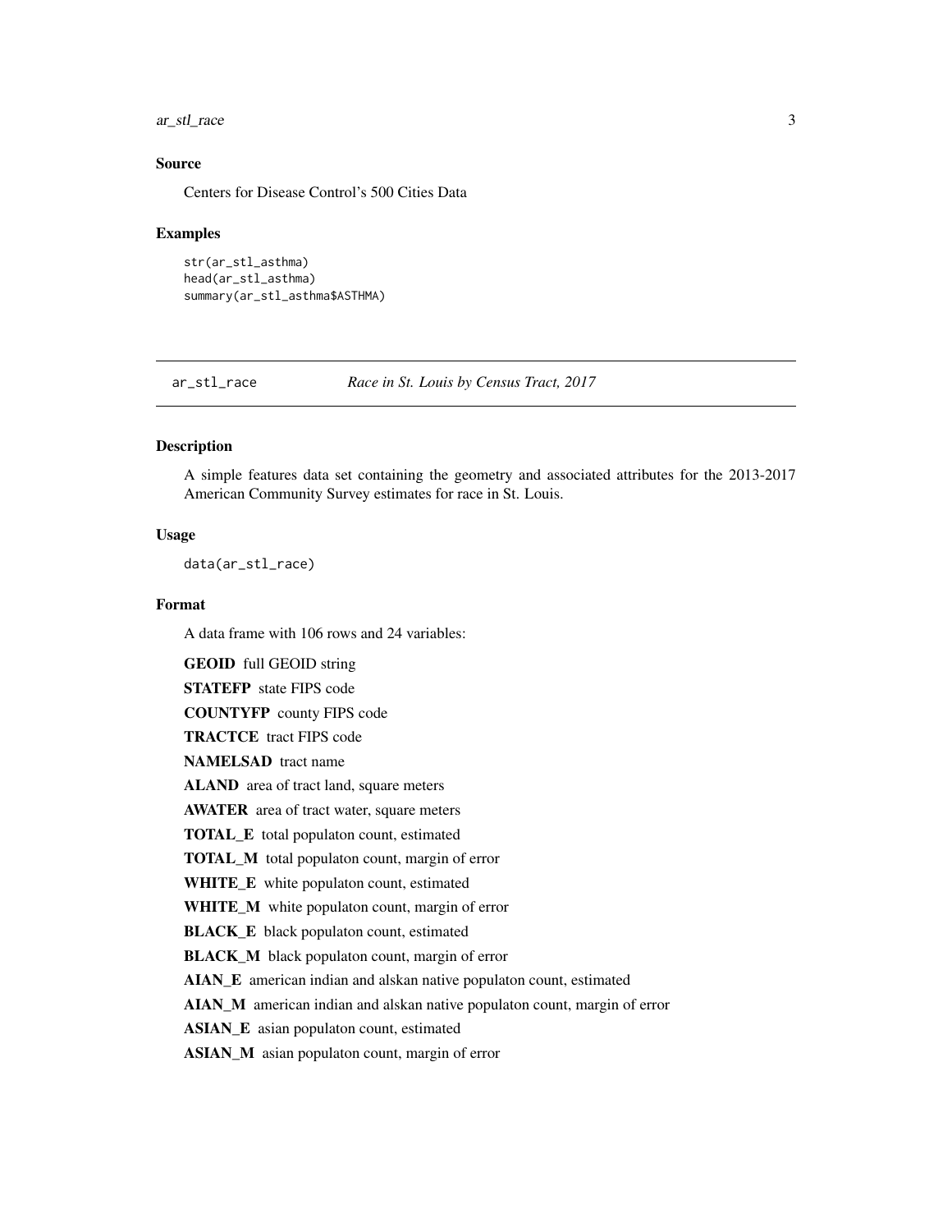### Source

Centers for Disease Control's 500 Cities Data

### Examples

```
str(ar_stl_asthma)
head(ar_stl_asthma)
summary(ar_stl_asthma$ASTHMA)
```

---

## ar_stl_race    *Race in St. Louis by Census Tract, 2017*

---

### Description

A simple features data set containing the geometry and associated attributes for the 2013-2017 American Community Survey estimates for race in St. Louis.

### Usage

```
data(ar_stl_race)
```

### Format

A data frame with 106 rows and 24 variables:

**GEOID** full GEOID string

**STATEFP** state FIPS code

**COUNTYFP** county FIPS code

**TRACTCE** tract FIPS code

**NAMELSAD** tract name

**ALAND** area of tract land, square meters

**AWATER** area of tract water, square meters

**TOTAL_E** total populaton count, estimated

**TOTAL_M** total populaton count, margin of error

**WHITE_E** white populaton count, estimated

**WHITE_M** white populaton count, margin of error

**BLACK_E** black populaton count, estimated

**BLACK_M** black populaton count, margin of error

**AIAN_E** american indian and alskan native populaton count, estimated

**AIAN_M** american indian and alskan native populaton count, margin of error

**ASIAN_E** asian populaton count, estimated

**ASIAN_M** asian populaton count, margin of error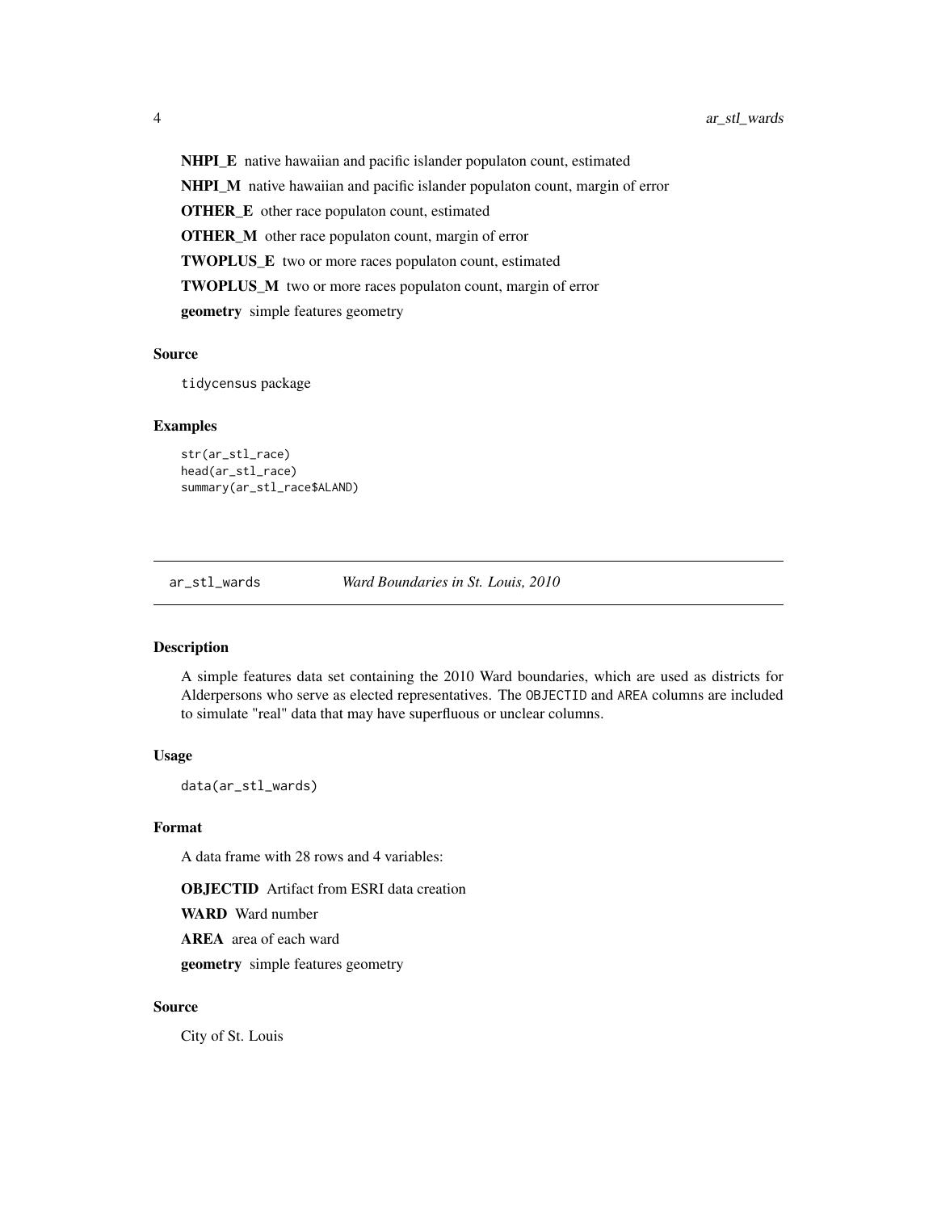**NHPI_E** native hawaiian and pacific islander populaton count, estimated

**NHPI_M** native hawaiian and pacific islander populaton count, margin of error

**OTHER_E** other race populaton count, estimated

**OTHER_M** other race populaton count, margin of error

**TWOPLUS_E** two or more races populaton count, estimated

**TWOPLUS_M** two or more races populaton count, margin of error

**geometry** simple features geometry

### Source

tidycensus package

### Examples

```
str(ar_stl_race)
head(ar_stl_race)
summary(ar_stl_race$ALAND)
```

---

## ar_stl_wards — *Ward Boundaries in St. Louis, 2010*

### Description

A simple features data set containing the 2010 Ward boundaries, which are used as districts for Alderpersons who serve as elected representatives. The `OBJECTID` and `AREA` columns are included to simulate "real" data that may have superfluous or unclear columns.

### Usage

```
data(ar_stl_wards)
```

### Format

A data frame with 28 rows and 4 variables:

**OBJECTID** Artifact from ESRI data creation

**WARD** Ward number

**AREA** area of each ward

**geometry** simple features geometry

### Source

City of St. Louis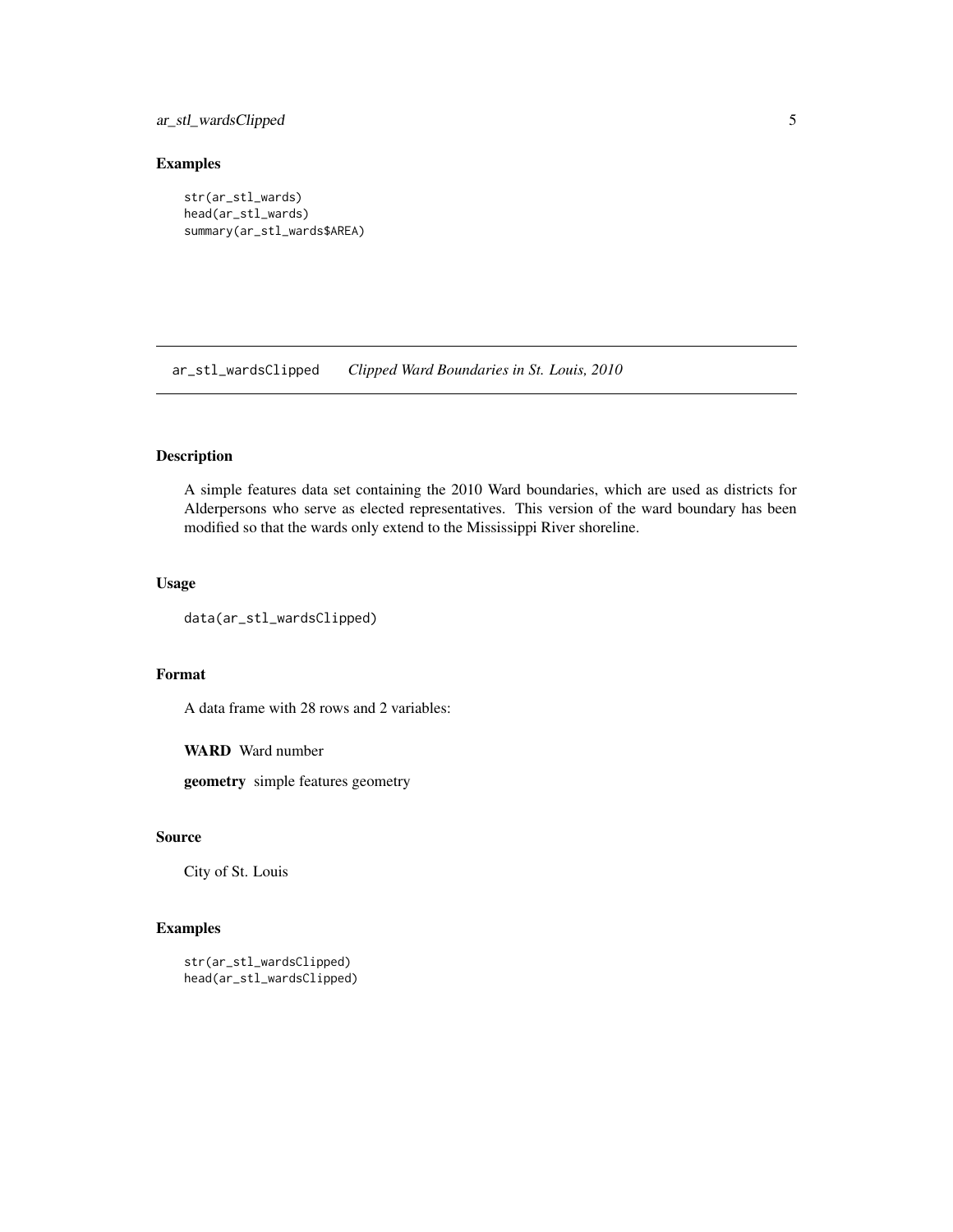## Examples

```
str(ar_stl_wards)
head(ar_stl_wards)
summary(ar_stl_wards$AREA)
```

---

# ar_stl_wardsClipped *Clipped Ward Boundaries in St. Louis, 2010*

---

## Description

A simple features data set containing the 2010 Ward boundaries, which are used as districts for Alderpersons who serve as elected representatives. This version of the ward boundary has been modified so that the wards only extend to the Mississippi River shoreline.

## Usage

```
data(ar_stl_wardsClipped)
```

## Format

A data frame with 28 rows and 2 variables:

**WARD** Ward number

**geometry** simple features geometry

## Source

City of St. Louis

## Examples

```
str(ar_stl_wardsClipped)
head(ar_stl_wardsClipped)
```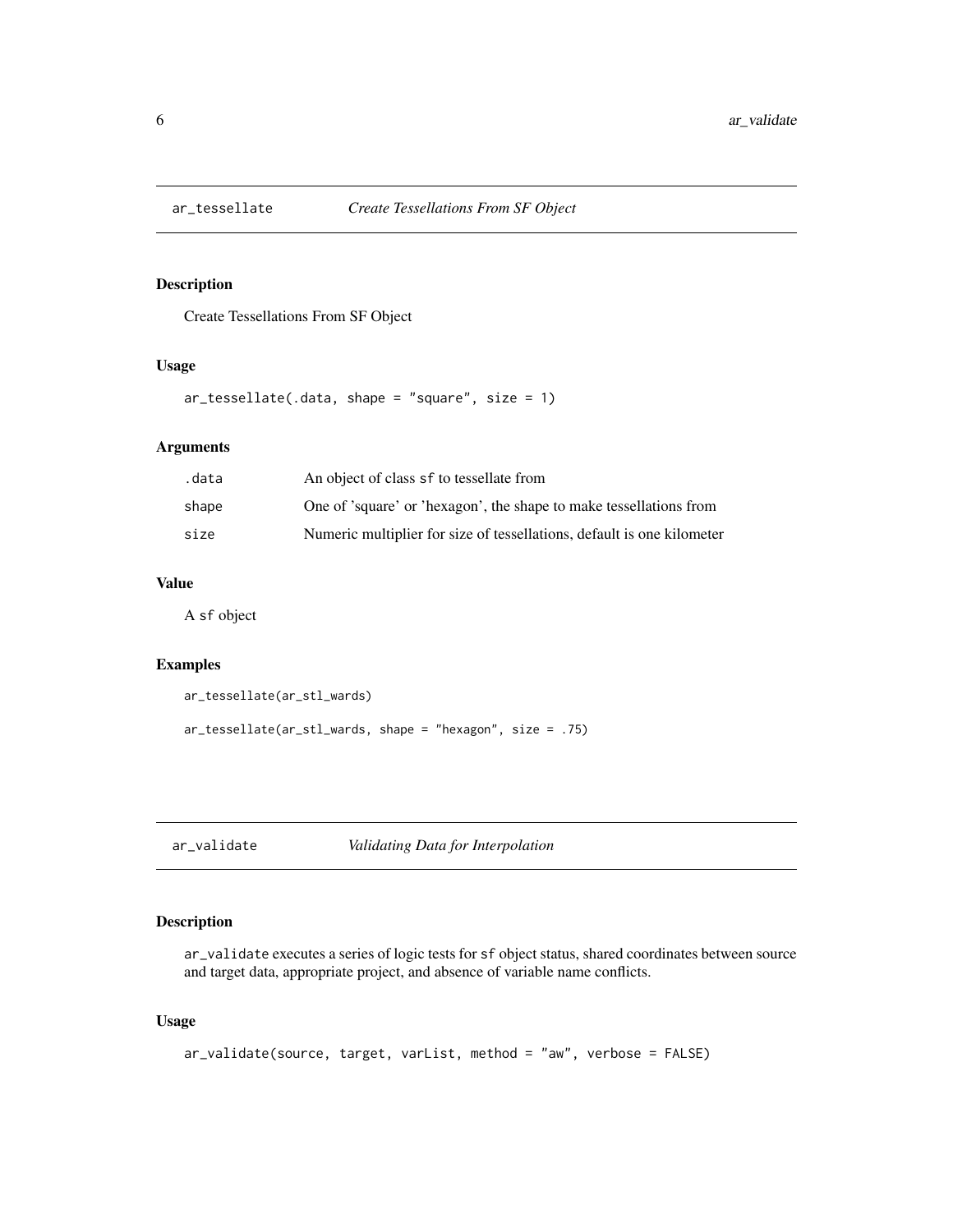## ar_tessellate *Create Tessellations From SF Object*

### Description

Create Tessellations From SF Object

### Usage

```
ar_tessellate(.data, shape = "square", size = 1)
```

### Arguments

| | |
|---|---|
| .data | An object of class sf to tessellate from |
| shape | One of 'square' or 'hexagon', the shape to make tessellations from |
| size | Numeric multiplier for size of tessellations, default is one kilometer |

### Value

A sf object

### Examples

```
ar_tessellate(ar_stl_wards)

ar_tessellate(ar_stl_wards, shape = "hexagon", size = .75)
```

## ar_validate *Validating Data for Interpolation*

### Description

ar_validate executes a series of logic tests for sf object status, shared coordinates between source and target data, appropriate project, and absence of variable name conflicts.

### Usage

```
ar_validate(source, target, varList, method = "aw", verbose = FALSE)
```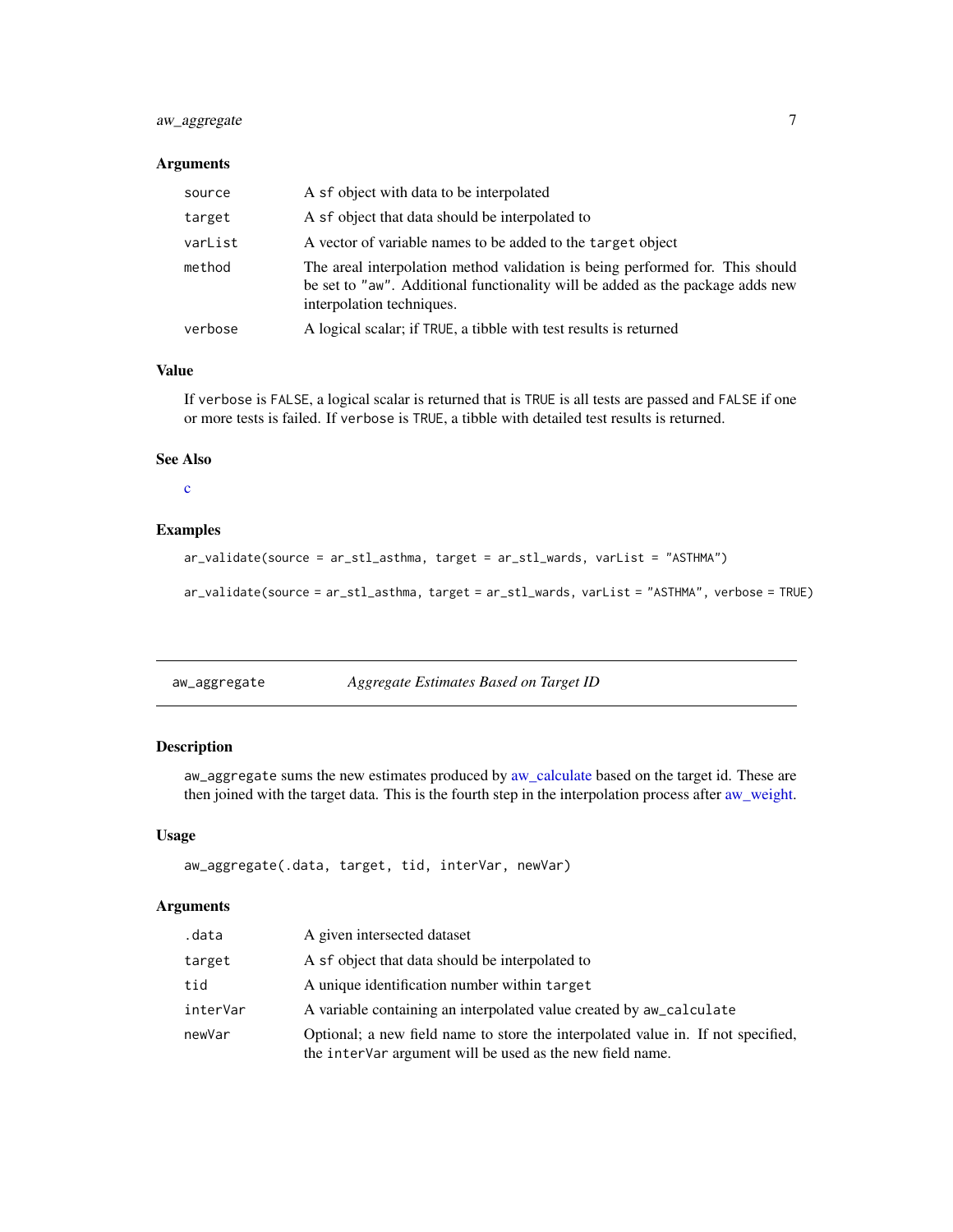### Arguments

| | |
|---|---|
| `source` | A `sf` object with data to be interpolated |
| `target` | A `sf` object that data should be interpolated to |
| `varList` | A vector of variable names to be added to the `target` object |
| `method` | The areal interpolation method validation is being performed for. This should be set to `"aw"`. Additional functionality will be added as the package adds new interpolation techniques. |
| `verbose` | A logical scalar; if `TRUE`, a tibble with test results is returned |

### Value

If `verbose` is `FALSE`, a logical scalar is returned that is `TRUE` is all tests are passed and `FALSE` if one or more tests is failed. If `verbose` is `TRUE`, a tibble with detailed test results is returned.

### See Also

c

### Examples

```
ar_validate(source = ar_stl_asthma, target = ar_stl_wards, varList = "ASTHMA")

ar_validate(source = ar_stl_asthma, target = ar_stl_wards, varList = "ASTHMA", verbose = TRUE)
```

---

## aw_aggregate    *Aggregate Estimates Based on Target ID*

---

### Description

`aw_aggregate` sums the new estimates produced by aw_calculate based on the target id. These are then joined with the target data. This is the fourth step in the interpolation process after aw_weight.

### Usage

```
aw_aggregate(.data, target, tid, interVar, newVar)
```

### Arguments

| | |
|---|---|
| `.data` | A given intersected dataset |
| `target` | A `sf` object that data should be interpolated to |
| `tid` | A unique identification number within `target` |
| `interVar` | A variable containing an interpolated value created by `aw_calculate` |
| `newVar` | Optional; a new field name to store the interpolated value in. If not specified, the `interVar` argument will be used as the new field name. |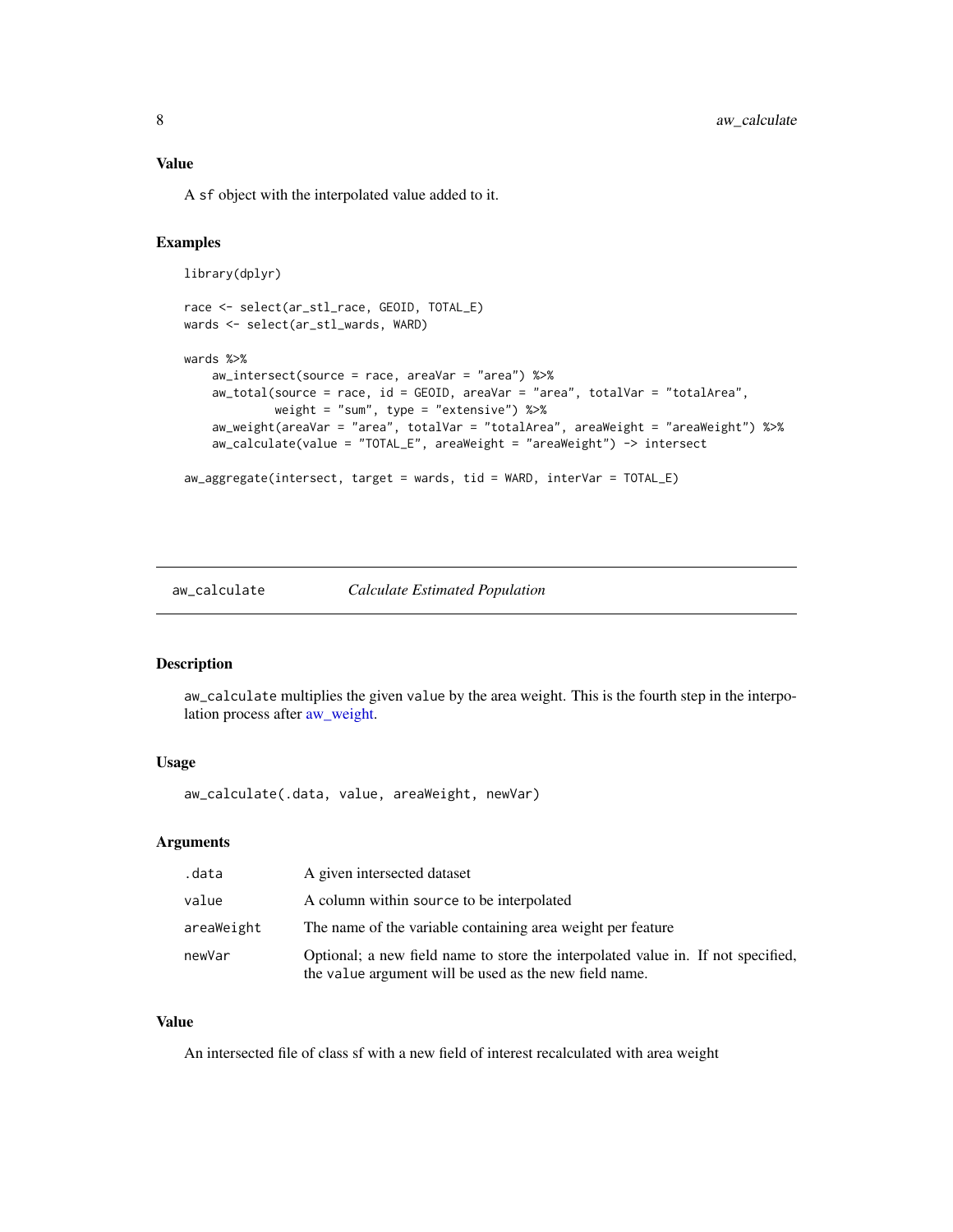## Value

A `sf` object with the interpolated value added to it.

## Examples

```
library(dplyr)

race <- select(ar_stl_race, GEOID, TOTAL_E)
wards <- select(ar_stl_wards, WARD)

wards %>%
    aw_intersect(source = race, areaVar = "area") %>%
    aw_total(source = race, id = GEOID, areaVar = "area", totalVar = "totalArea",
             weight = "sum", type = "extensive") %>%
    aw_weight(areaVar = "area", totalVar = "totalArea", areaWeight = "areaWeight") %>%
    aw_calculate(value = "TOTAL_E", areaWeight = "areaWeight") -> intersect

aw_aggregate(intersect, target = wards, tid = WARD, interVar = TOTAL_E)
```

---

# aw_calculate — *Calculate Estimated Population*

## Description

`aw_calculate` multiplies the given `value` by the area weight. This is the fourth step in the interpolation process after aw_weight.

## Usage

```
aw_calculate(.data, value, areaWeight, newVar)
```

## Arguments

| Argument | Description |
|---|---|
| `.data` | A given intersected dataset |
| `value` | A column within `source` to be interpolated |
| `areaWeight` | The name of the variable containing area weight per feature |
| `newVar` | Optional; a new field name to store the interpolated value in. If not specified, the `value` argument will be used as the new field name. |

## Value

An intersected file of class sf with a new field of interest recalculated with area weight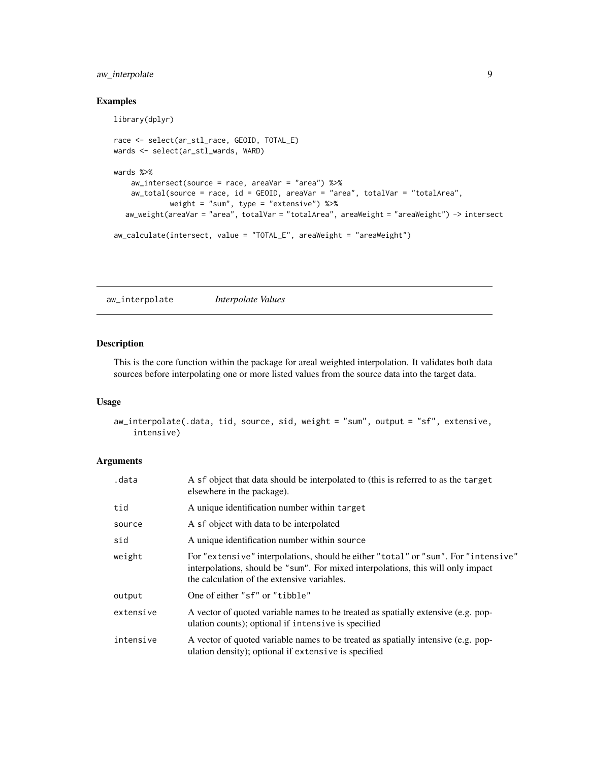## Examples

```
library(dplyr)

race <- select(ar_stl_race, GEOID, TOTAL_E)
wards <- select(ar_stl_wards, WARD)

wards %>%
    aw_intersect(source = race, areaVar = "area") %>%
    aw_total(source = race, id = GEOID, areaVar = "area", totalVar = "totalArea",
             weight = "sum", type = "extensive") %>%
  aw_weight(areaVar = "area", totalVar = "totalArea", areaWeight = "areaWeight") -> intersect

aw_calculate(intersect, value = "TOTAL_E", areaWeight = "areaWeight")
```

---

# aw_interpolate *Interpolate Values*

---

## Description

This is the core function within the package for areal weighted interpolation. It validates both data sources before interpolating one or more listed values from the source data into the target data.

## Usage

```
aw_interpolate(.data, tid, source, sid, weight = "sum", output = "sf", extensive,
    intensive)
```

## Arguments

| | |
|---|---|
| .data | A sf object that data should be interpolated to (this is referred to as the target elsewhere in the package). |
| tid | A unique identification number within target |
| source | A sf object with data to be interpolated |
| sid | A unique identification number within source |
| weight | For "extensive" interpolations, should be either "total" or "sum". For "intensive" interpolations, should be "sum". For mixed interpolations, this will only impact the calculation of the extensive variables. |
| output | One of either "sf" or "tibble" |
| extensive | A vector of quoted variable names to be treated as spatially extensive (e.g. population counts); optional if intensive is specified |
| intensive | A vector of quoted variable names to be treated as spatially intensive (e.g. population density); optional if extensive is specified |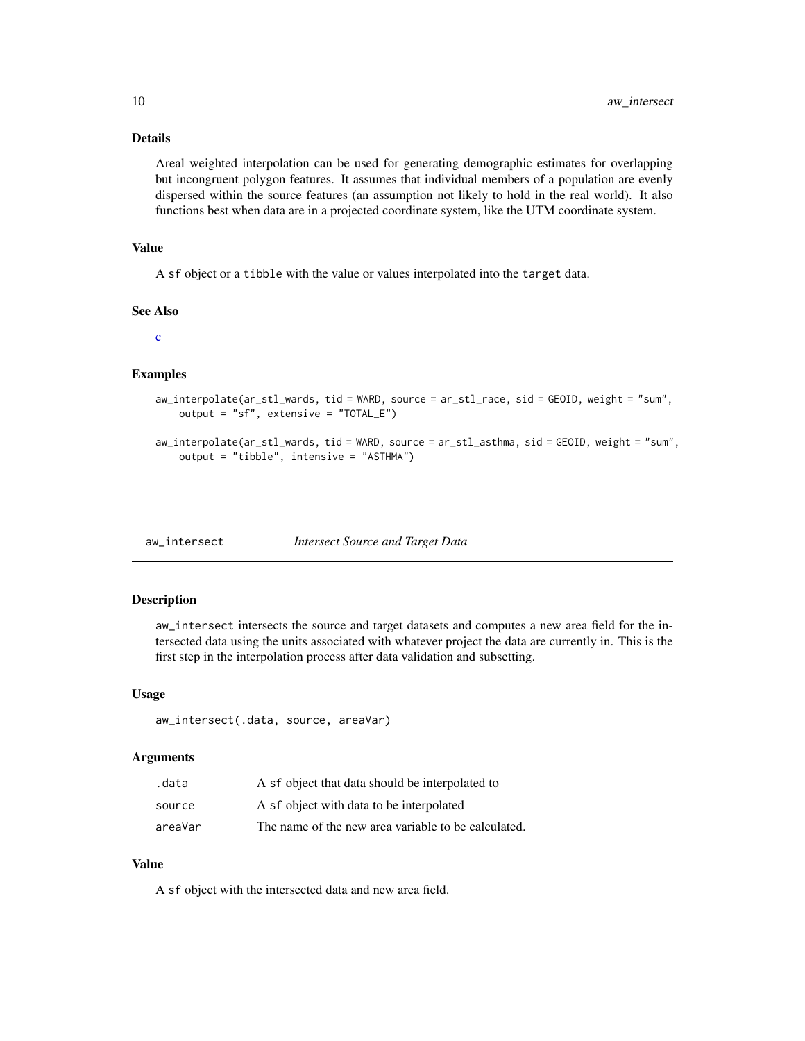### Details

Areal weighted interpolation can be used for generating demographic estimates for overlapping but incongruent polygon features. It assumes that individual members of a population are evenly dispersed within the source features (an assumption not likely to hold in the real world). It also functions best when data are in a projected coordinate system, like the UTM coordinate system.

### Value

A sf object or a tibble with the value or values interpolated into the target data.

### See Also

c

### Examples

```
aw_interpolate(ar_stl_wards, tid = WARD, source = ar_stl_race, sid = GEOID, weight = "sum",
    output = "sf", extensive = "TOTAL_E")

aw_interpolate(ar_stl_wards, tid = WARD, source = ar_stl_asthma, sid = GEOID, weight = "sum",
    output = "tibble", intensive = "ASTHMA")
```

---

## aw_intersect    *Intersect Source and Target Data*

---

### Description

aw_intersect intersects the source and target datasets and computes a new area field for the intersected data using the units associated with whatever project the data are currently in. This is the first step in the interpolation process after data validation and subsetting.

### Usage

```
aw_intersect(.data, source, areaVar)
```

### Arguments

| | |
|---|---|
| .data | A sf object that data should be interpolated to |
| source | A sf object with data to be interpolated |
| areaVar | The name of the new area variable to be calculated. |

### Value

A sf object with the intersected data and new area field.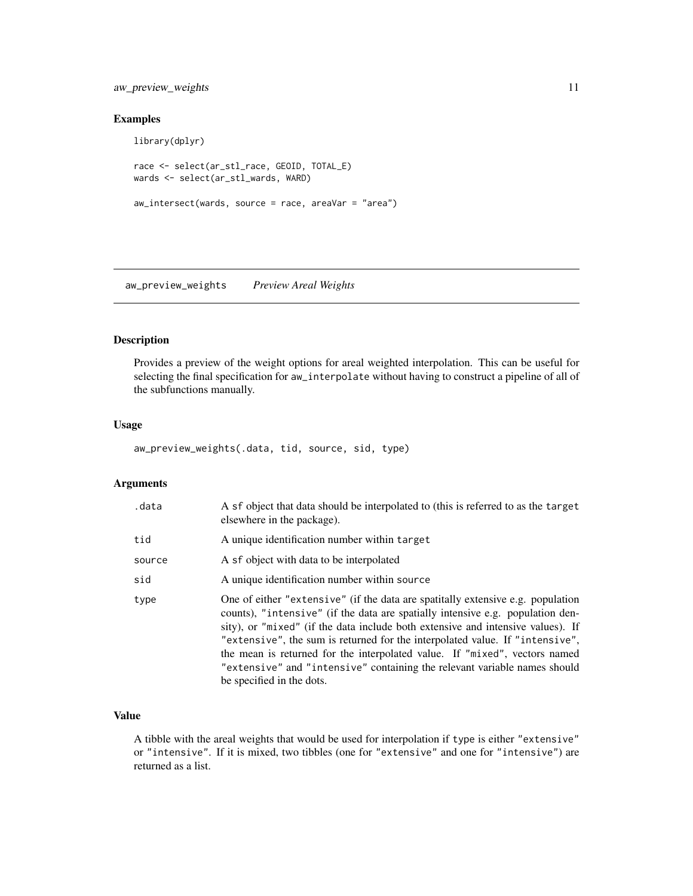## Examples

```
library(dplyr)

race <- select(ar_stl_race, GEOID, TOTAL_E)
wards <- select(ar_stl_wards, WARD)

aw_intersect(wards, source = race, areaVar = "area")
```

---

# aw_preview_weights *Preview Areal Weights*

---

## Description

Provides a preview of the weight options for areal weighted interpolation. This can be useful for selecting the final specification for `aw_interpolate` without having to construct a pipeline of all of the subfunctions manually.

## Usage

```
aw_preview_weights(.data, tid, source, sid, type)
```

## Arguments

| | |
|---|---|
| `.data` | A `sf` object that data should be interpolated to (this is referred to as the `target` elsewhere in the package). |
| `tid` | A unique identification number within `target` |
| `source` | A `sf` object with data to be interpolated |
| `sid` | A unique identification number within `source` |
| `type` | One of either `"extensive"` (if the data are spatitally extensive e.g. population counts), `"intensive"` (if the data are spatially intensive e.g. population density), or `"mixed"` (if the data include both extensive and intensive values). If `"extensive"`, the sum is returned for the interpolated value. If `"intensive"`, the mean is returned for the interpolated value. If `"mixed"`, vectors named `"extensive"` and `"intensive"` containing the relevant variable names should be specified in the dots. |

## Value

A tibble with the areal weights that would be used for interpolation if `type` is either `"extensive"` or `"intensive"`. If it is mixed, two tibbles (one for `"extensive"` and one for `"intensive"`) are returned as a list.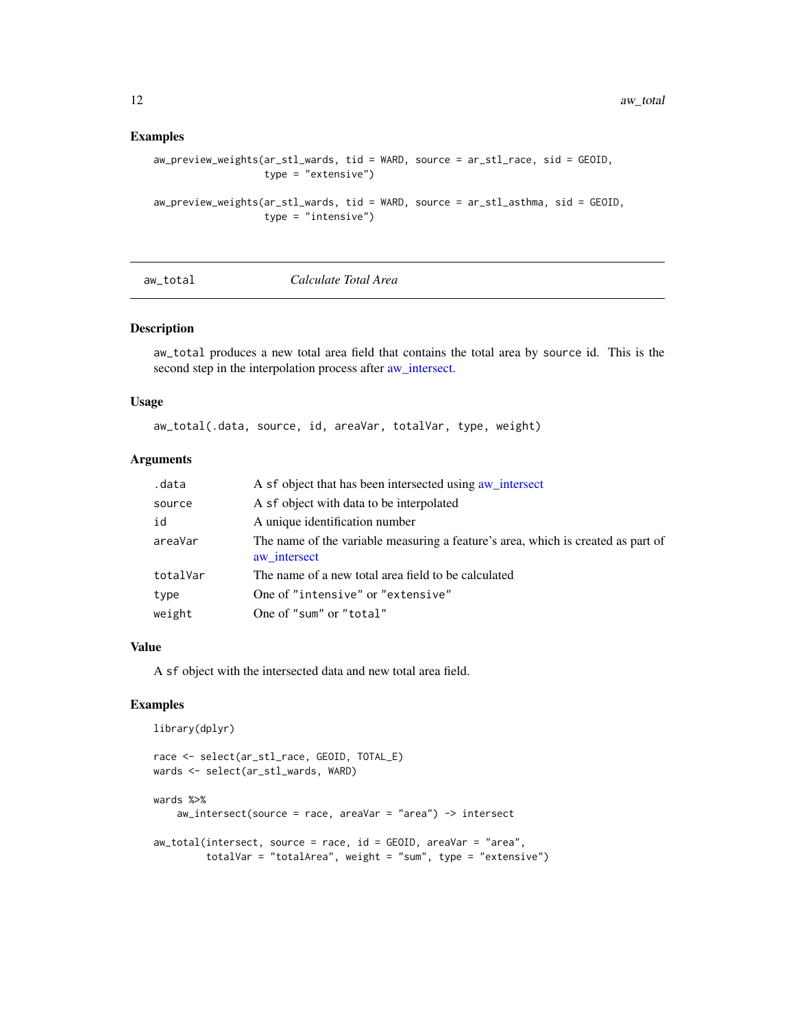## Examples

```
aw_preview_weights(ar_stl_wards, tid = WARD, source = ar_stl_race, sid = GEOID,
                   type = "extensive")

aw_preview_weights(ar_stl_wards, tid = WARD, source = ar_stl_asthma, sid = GEOID,
                   type = "intensive")
```

---

# aw_total — *Calculate Total Area*

## Description

aw_total produces a new total area field that contains the total area by source id. This is the second step in the interpolation process after aw_intersect.

## Usage

```
aw_total(.data, source, id, areaVar, totalVar, type, weight)
```

## Arguments

| Argument | Description |
|---|---|
| .data | A sf object that has been intersected using aw_intersect |
| source | A sf object with data to be interpolated |
| id | A unique identification number |
| areaVar | The name of the variable measuring a feature's area, which is created as part of aw_intersect |
| totalVar | The name of a new total area field to be calculated |
| type | One of "intensive" or "extensive" |
| weight | One of "sum" or "total" |

## Value

A sf object with the intersected data and new total area field.

## Examples

```
library(dplyr)

race <- select(ar_stl_race, GEOID, TOTAL_E)
wards <- select(ar_stl_wards, WARD)

wards %>%
    aw_intersect(source = race, areaVar = "area") -> intersect

aw_total(intersect, source = race, id = GEOID, areaVar = "area",
         totalVar = "totalArea", weight = "sum", type = "extensive")
```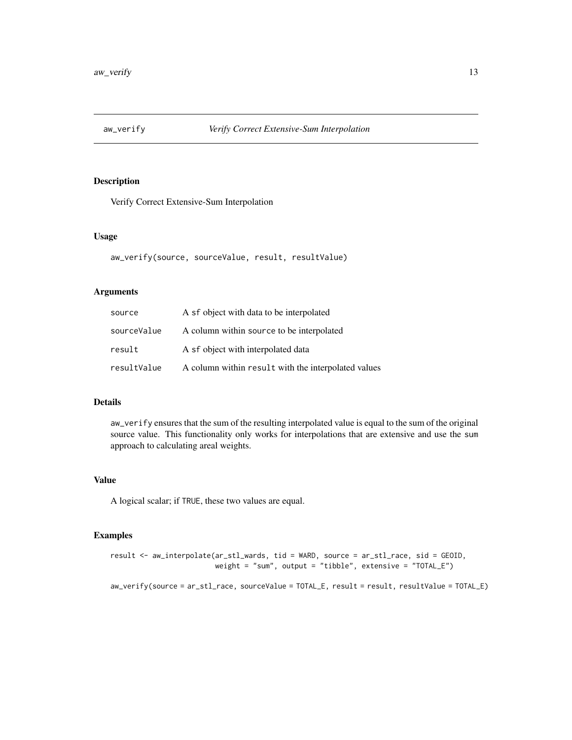# aw_verify — *Verify Correct Extensive-Sum Interpolation*

## Description

Verify Correct Extensive-Sum Interpolation

## Usage

```
aw_verify(source, sourceValue, result, resultValue)
```

## Arguments

| Argument | Description |
| --- | --- |
| `source` | A `sf` object with data to be interpolated |
| `sourceValue` | A column within `source` to be interpolated |
| `result` | A `sf` object with interpolated data |
| `resultValue` | A column within `result` with the interpolated values |

## Details

`aw_verify` ensures that the sum of the resulting interpolated value is equal to the sum of the original source value. This functionality only works for interpolations that are extensive and use the `sum` approach to calculating areal weights.

## Value

A logical scalar; if `TRUE`, these two values are equal.

## Examples

```
result <- aw_interpolate(ar_stl_wards, tid = WARD, source = ar_stl_race, sid = GEOID,
                         weight = "sum", output = "tibble", extensive = "TOTAL_E")

aw_verify(source = ar_stl_race, sourceValue = TOTAL_E, result = result, resultValue = TOTAL_E)
```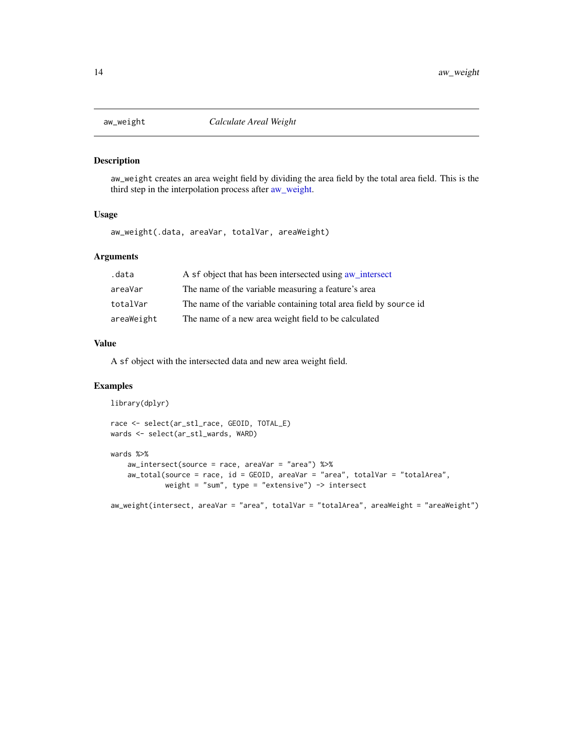## aw_weight — *Calculate Areal Weight*

### Description

aw_weight creates an area weight field by dividing the area field by the total area field. This is the third step in the interpolation process after aw_weight.

### Usage

```
aw_weight(.data, areaVar, totalVar, areaWeight)
```

### Arguments

| | |
|---|---|
| .data | A sf object that has been intersected using aw_intersect |
| areaVar | The name of the variable measuring a feature's area |
| totalVar | The name of the variable containing total area field by source id |
| areaWeight | The name of a new area weight field to be calculated |

### Value

A sf object with the intersected data and new area weight field.

### Examples

```
library(dplyr)

race <- select(ar_stl_race, GEOID, TOTAL_E)
wards <- select(ar_stl_wards, WARD)

wards %>%
    aw_intersect(source = race, areaVar = "area") %>%
    aw_total(source = race, id = GEOID, areaVar = "area", totalVar = "totalArea",
             weight = "sum", type = "extensive") -> intersect

aw_weight(intersect, areaVar = "area", totalVar = "totalArea", areaWeight = "areaWeight")
```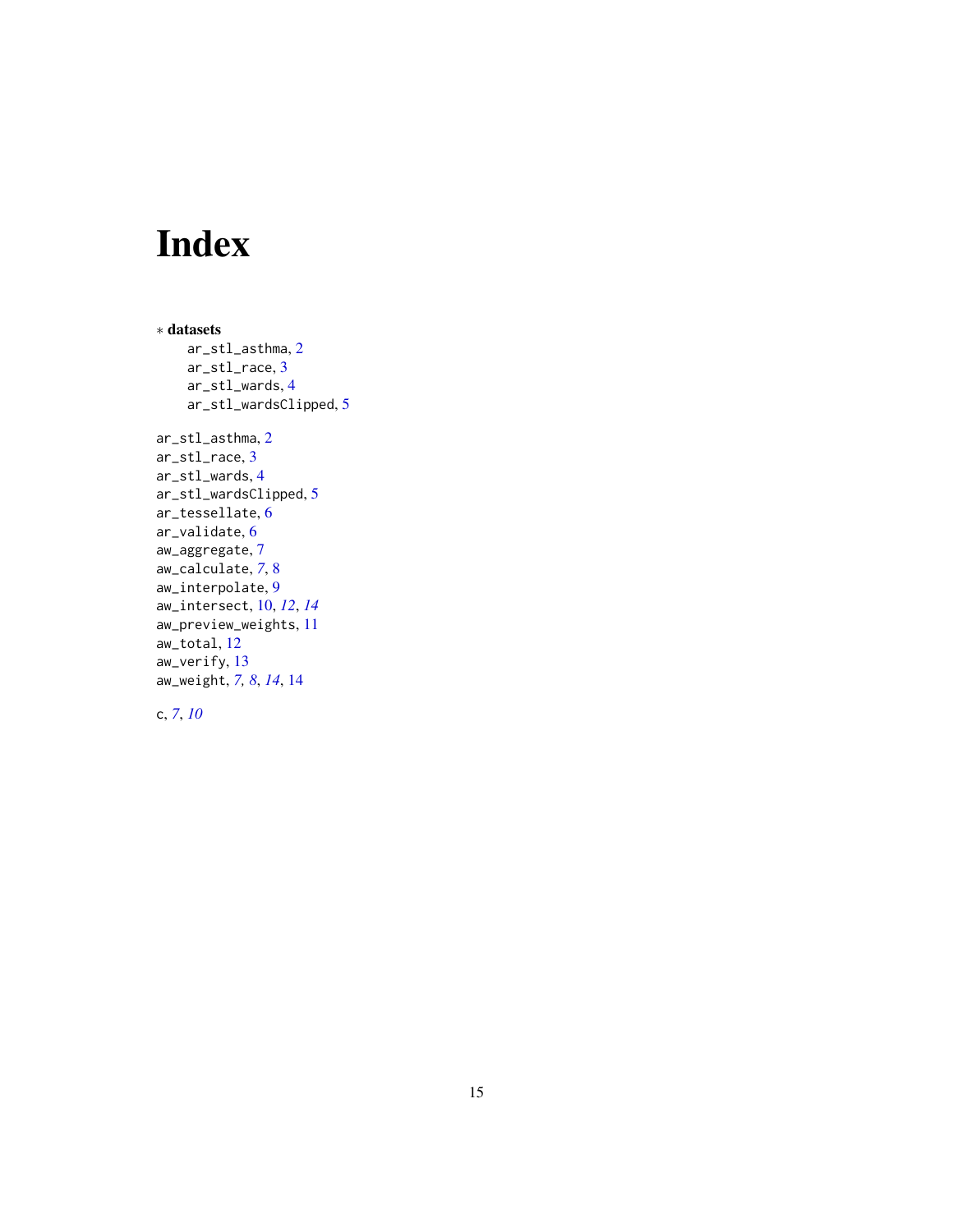# Index

∗ **datasets**

- ar_stl_asthma, 2
- ar_stl_race, 3
- ar_stl_wards, 4
- ar_stl_wardsClipped, 5

ar_stl_asthma, 2
ar_stl_race, 3
ar_stl_wards, 4
ar_stl_wardsClipped, 5
ar_tessellate, 6
ar_validate, 6
aw_aggregate, 7
aw_calculate, *7*, 8
aw_interpolate, 9
aw_intersect, 10, *12*, *14*
aw_preview_weights, 11
aw_total, 12
aw_verify, 13
aw_weight, *7, 8*, *14*, 14

c, *7*, *10*